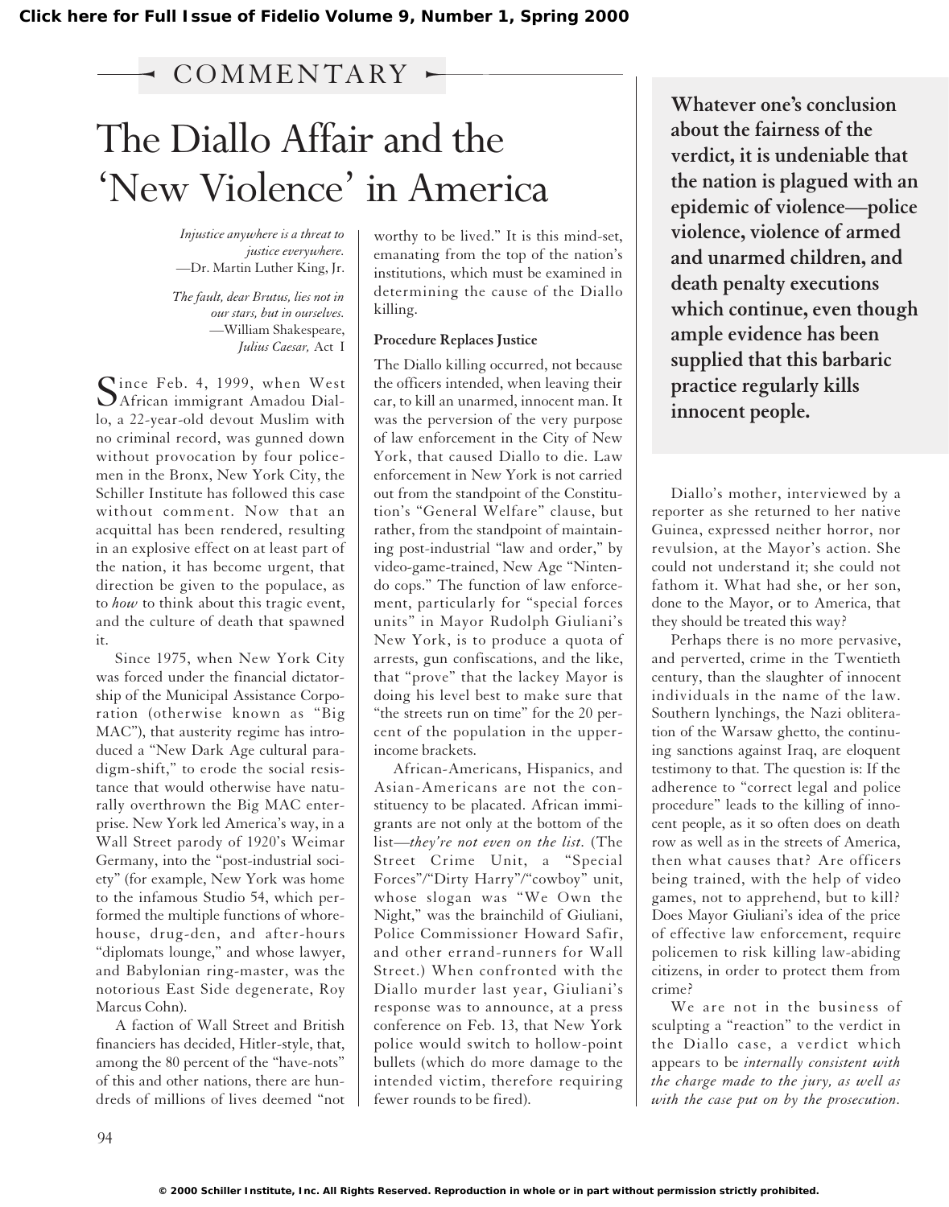COMMENTARY

# The Diallo Affair and the 'New Violence' in America

*Injustice anywhere is a threat to justice everywhere.*
—Dr. Martin Luther King, Jr.

*The fault, dear Brutus, lies not in our stars, but in ourselves.*
—William Shakespeare, *Julius Caesar,* Act I

Since Feb. 4, 1999, when West African immigrant Amadou Diallo, a 22-year-old devout Muslim with no criminal record, was gunned down without provocation by four policemen in the Bronx, New York City, the Schiller Institute has followed this case without comment. Now that an acquittal has been rendered, resulting in an explosive effect on at least part of the nation, it has become urgent, that direction be given to the populace, as to *how* to think about this tragic event, and the culture of death that spawned it.

Since 1975, when New York City was forced under the financial dictatorship of the Municipal Assistance Corporation (otherwise known as "Big MAC"), that austerity regime has introduced a "New Dark Age cultural paradigm-shift," to erode the social resistance that would otherwise have naturally overthrown the Big MAC enterprise. New York led America's way, in a Wall Street parody of 1920's Weimar Germany, into the "post-industrial society" (for example, New York was home to the infamous Studio 54, which performed the multiple functions of whorehouse, drug-den, and after-hours "diplomats lounge," and whose lawyer, and Babylonian ring-master, was the notorious East Side degenerate, Roy Marcus Cohn).

A faction of Wall Street and British financiers has decided, Hitler-style, that, among the 80 percent of the "have-nots" of this and other nations, there are hundreds of millions of lives deemed "not worthy to be lived." It is this mind-set, emanating from the top of the nation's institutions, which must be examined in determining the cause of the Diallo killing.

### Procedure Replaces Justice

The Diallo killing occurred, not because the officers intended, when leaving their car, to kill an unarmed, innocent man. It was the perversion of the very purpose of law enforcement in the City of New York, that caused Diallo to die. Law enforcement in New York is not carried out from the standpoint of the Constitution's "General Welfare" clause, but rather, from the standpoint of maintaining post-industrial "law and order," by video-game-trained, New Age "Nintendo cops." The function of law enforcement, particularly for "special forces units" in Mayor Rudolph Giuliani's New York, is to produce a quota of arrests, gun confiscations, and the like, that "prove" that the lackey Mayor is doing his level best to make sure that "the streets run on time" for the 20 percent of the population in the upper-income brackets.

African-Americans, Hispanics, and Asian-Americans are not the constituency to be placated. African immigrants are not only at the bottom of the list—*they're not even on the list.* (The Street Crime Unit, a "Special Forces"/"Dirty Harry"/"cowboy" unit, whose slogan was "We Own the Night," was the brainchild of Giuliani, Police Commissioner Howard Safir, and other errand-runners for Wall Street.) When confronted with the Diallo murder last year, Giuliani's response was to announce, at a press conference on Feb. 13, that New York police would switch to hollow-point bullets (which do more damage to the intended victim, therefore requiring fewer rounds to be fired).

**Whatever one's conclusion about the fairness of the verdict, it is undeniable that the nation is plagued with an epidemic of violence—police violence, violence of armed and unarmed children, and death penalty executions which continue, even though ample evidence has been supplied that this barbaric practice regularly kills innocent people.**

Diallo's mother, interviewed by a reporter as she returned to her native Guinea, expressed neither horror, nor revulsion, at the Mayor's action. She could not understand it; she could not fathom it. What had she, or her son, done to the Mayor, or to America, that they should be treated this way?

Perhaps there is no more pervasive, and perverted, crime in the Twentieth century, than the slaughter of innocent individuals in the name of the law. Southern lynchings, the Nazi obliteration of the Warsaw ghetto, the continuing sanctions against Iraq, are eloquent testimony to that. The question is: If the adherence to "correct legal and police procedure" leads to the killing of innocent people, as it so often does on death row as well as in the streets of America, then what causes that? Are officers being trained, with the help of video games, not to apprehend, but to kill? Does Mayor Giuliani's idea of the price of effective law enforcement, require policemen to risk killing law-abiding citizens, in order to protect them from crime?

We are not in the business of sculpting a "reaction" to the verdict in the Diallo case, a verdict which appears to be *internally consistent with the charge made to the jury, as well as with the case put on by the prosecution.*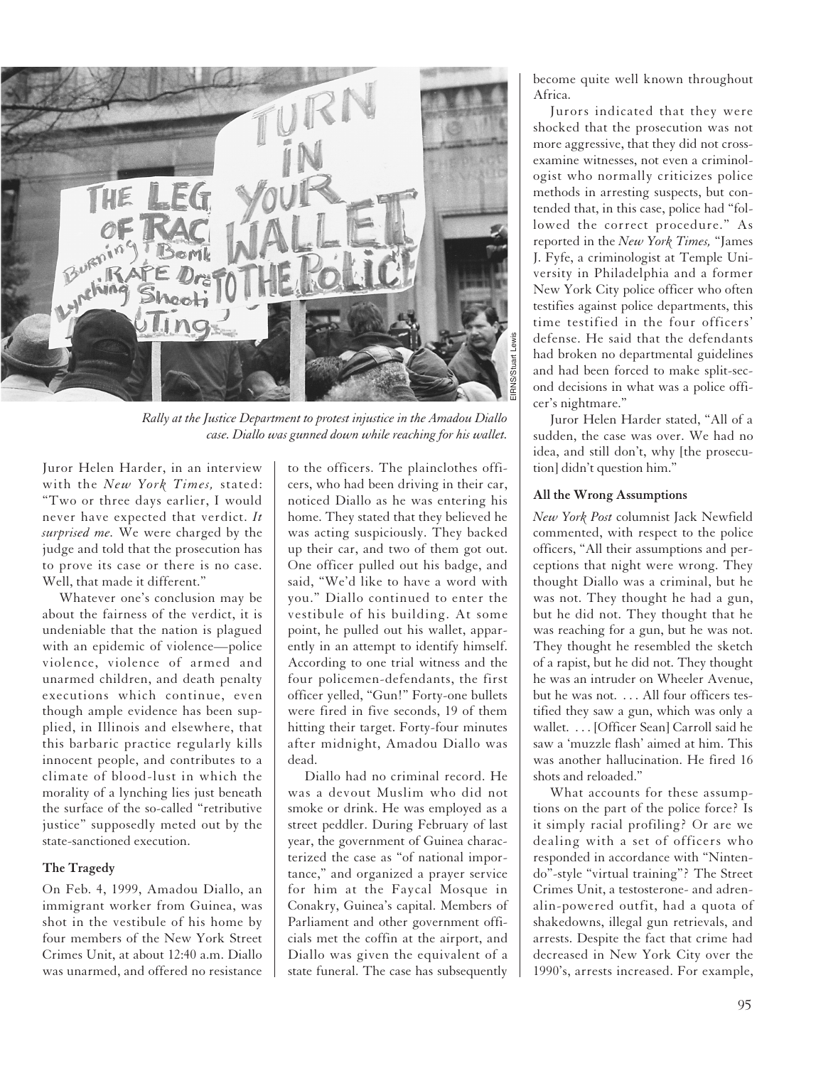*Rally at the Justice Department to protest injustice in the Amadou Diallo case. Diallo was gunned down while reaching for his wallet.*

Juror Helen Harder, in an interview with the *New York Times,* stated: "Two or three days earlier, I would never have expected that verdict. *It surprised me.* We were charged by the judge and told that the prosecution has to prove its case or there is no case. Well, that made it different."

Whatever one's conclusion may be about the fairness of the verdict, it is undeniable that the nation is plagued with an epidemic of violence—police violence, violence of armed and unarmed children, and death penalty executions which continue, even though ample evidence has been supplied, in Illinois and elsewhere, that this barbaric practice regularly kills innocent people, and contributes to a climate of blood-lust in which the morality of a lynching lies just beneath the surface of the so-called "retributive justice" supposedly meted out by the state-sanctioned execution.

### The Tragedy

On Feb. 4, 1999, Amadou Diallo, an immigrant worker from Guinea, was shot in the vestibule of his home by four members of the New York Street Crimes Unit, at about 12:40 a.m. Diallo was unarmed, and offered no resistance to the officers. The plainclothes officers, who had been driving in their car, noticed Diallo as he was entering his home. They stated that they believed he was acting suspiciously. They backed up their car, and two of them got out. One officer pulled out his badge, and said, "We'd like to have a word with you." Diallo continued to enter the vestibule of his building. At some point, he pulled out his wallet, apparently in an attempt to identify himself. According to one trial witness and the four policemen-defendants, the first officer yelled, "Gun!" Forty-one bullets were fired in five seconds, 19 of them hitting their target. Forty-four minutes after midnight, Amadou Diallo was dead.

Diallo had no criminal record. He was a devout Muslim who did not smoke or drink. He was employed as a street peddler. During February of last year, the government of Guinea characterized the case as "of national importance," and organized a prayer service for him at the Faycal Mosque in Conakry, Guinea's capital. Members of Parliament and other government officials met the coffin at the airport, and Diallo was given the equivalent of a state funeral. The case has subsequently become quite well known throughout Africa.

Jurors indicated that they were shocked that the prosecution was not more aggressive, that they did not cross-examine witnesses, not even a criminologist who normally criticizes police methods in arresting suspects, but contended that, in this case, police had "followed the correct procedure." As reported in the *New York Times,* "James J. Fyfe, a criminologist at Temple University in Philadelphia and a former New York City police officer who often testifies against police departments, this time testified in the four officers' defense. He said that the defendants had broken no departmental guidelines and had been forced to make split-second decisions in what was a police officer's nightmare."

Juror Helen Harder stated, "All of a sudden, the case was over. We had no idea, and still don't, why [the prosecution] didn't question him."

### All the Wrong Assumptions

*New York Post* columnist Jack Newfield commented, with respect to the police officers, "All their assumptions and perceptions that night were wrong. They thought Diallo was a criminal, but he was not. They thought he had a gun, but he did not. They thought that he was reaching for a gun, but he was not. They thought he resembled the sketch of a rapist, but he did not. They thought he was an intruder on Wheeler Avenue, but he was not. . . . All four officers testified they saw a gun, which was only a wallet. . . . [Officer Sean] Carroll said he saw a 'muzzle flash' aimed at him. This was another hallucination. He fired 16 shots and reloaded."

What accounts for these assumptions on the part of the police force? Is it simply racial profiling? Or are we dealing with a set of officers who responded in accordance with "Nintendo"-style "virtual training"? The Street Crimes Unit, a testosterone- and adrenalin-powered outfit, had a quota of shakedowns, illegal gun retrievals, and arrests. Despite the fact that crime had decreased in New York City over the 1990's, arrests increased. For example,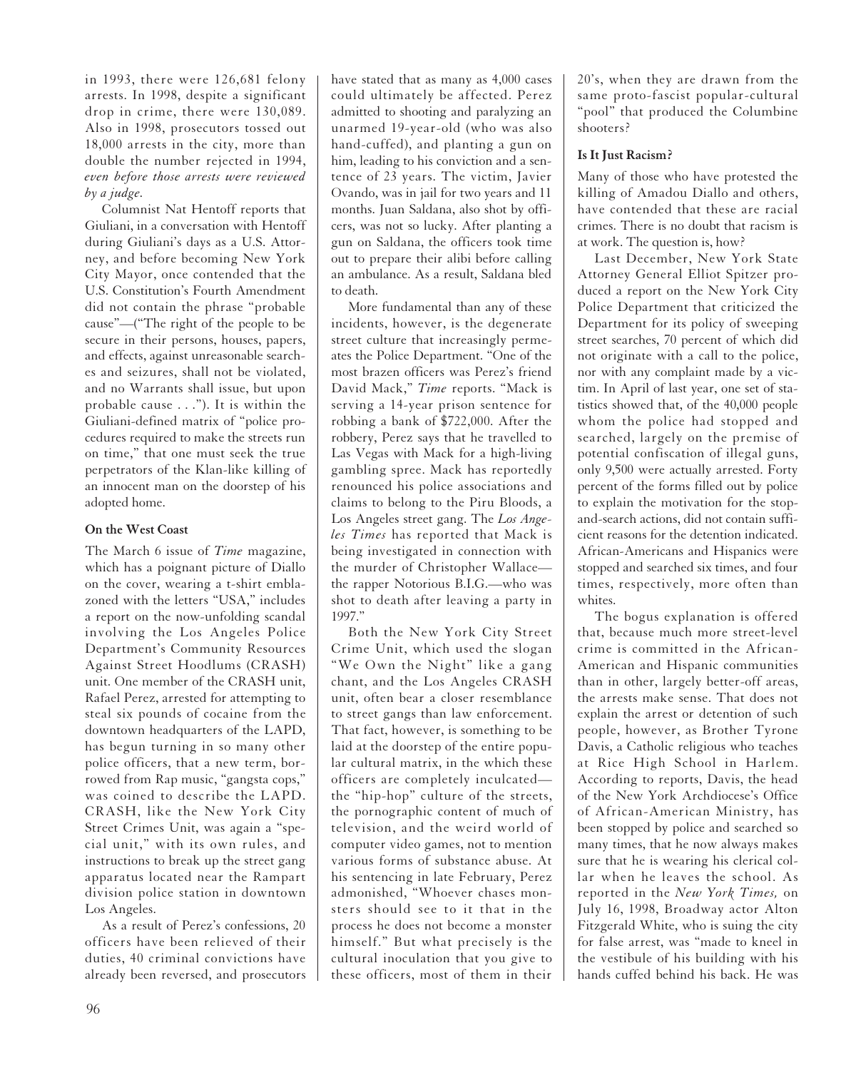in 1993, there were 126,681 felony arrests. In 1998, despite a significant drop in crime, there were 130,089. Also in 1998, prosecutors tossed out 18,000 arrests in the city, more than double the number rejected in 1994, *even before those arrests were reviewed by a judge.*

Columnist Nat Hentoff reports that Giuliani, in a conversation with Hentoff during Giuliani's days as a U.S. Attorney, and before becoming New York City Mayor, once contended that the U.S. Constitution's Fourth Amendment did not contain the phrase "probable cause"—("The right of the people to be secure in their persons, houses, papers, and effects, against unreasonable searches and seizures, shall not be violated, and no Warrants shall issue, but upon probable cause . . ."). It is within the Giuliani-defined matrix of "police procedures required to make the streets run on time," that one must seek the true perpetrators of the Klan-like killing of an innocent man on the doorstep of his adopted home.

**On the West Coast**

The March 6 issue of *Time* magazine, which has a poignant picture of Diallo on the cover, wearing a t-shirt emblazoned with the letters "USA," includes a report on the now-unfolding scandal involving the Los Angeles Police Department's Community Resources Against Street Hoodlums (CRASH) unit. One member of the CRASH unit, Rafael Perez, arrested for attempting to steal six pounds of cocaine from the downtown headquarters of the LAPD, has begun turning in so many other police officers, that a new term, borrowed from Rap music, "gangsta cops," was coined to describe the LAPD. CRASH, like the New York City Street Crimes Unit, was again a "special unit," with its own rules, and instructions to break up the street gang apparatus located near the Rampart division police station in downtown Los Angeles.

As a result of Perez's confessions, 20 officers have been relieved of their duties, 40 criminal convictions have already been reversed, and prosecutors have stated that as many as 4,000 cases could ultimately be affected. Perez admitted to shooting and paralyzing an unarmed 19-year-old (who was also hand-cuffed), and planting a gun on him, leading to his conviction and a sentence of 23 years. The victim, Javier Ovando, was in jail for two years and 11 months. Juan Saldana, also shot by officers, was not so lucky. After planting a gun on Saldana, the officers took time out to prepare their alibi before calling an ambulance. As a result, Saldana bled to death.

More fundamental than any of these incidents, however, is the degenerate street culture that increasingly permeates the Police Department. "One of the most brazen officers was Perez's friend David Mack," *Time* reports. "Mack is serving a 14-year prison sentence for robbing a bank of $722,000. After the robbery, Perez says that he travelled to Las Vegas with Mack for a high-living gambling spree. Mack has reportedly renounced his police associations and claims to belong to the Piru Bloods, a Los Angeles street gang. The *Los Angeles Times* has reported that Mack is being investigated in connection with the murder of Christopher Wallace—the rapper Notorious B.I.G.—who was shot to death after leaving a party in 1997."

Both the New York City Street Crime Unit, which used the slogan "We Own the Night" like a gang chant, and the Los Angeles CRASH unit, often bear a closer resemblance to street gangs than law enforcement. That fact, however, is something to be laid at the doorstep of the entire popular cultural matrix, in the which these officers are completely inculcated—the "hip-hop" culture of the streets, the pornographic content of much of television, and the weird world of computer video games, not to mention various forms of substance abuse. At his sentencing in late February, Perez admonished, "Whoever chases monsters should see to it that in the process he does not become a monster himself." But what precisely is the cultural inoculation that you give to these officers, most of them in their 20's, when they are drawn from the same proto-fascist popular-cultural "pool" that produced the Columbine shooters?

**Is It Just Racism?**

Many of those who have protested the killing of Amadou Diallo and others, have contended that these are racial crimes. There is no doubt that racism is at work. The question is, how?

Last December, New York State Attorney General Elliot Spitzer produced a report on the New York City Police Department that criticized the Department for its policy of sweeping street searches, 70 percent of which did not originate with a call to the police, nor with any complaint made by a victim. In April of last year, one set of statistics showed that, of the 40,000 people whom the police had stopped and searched, largely on the premise of potential confiscation of illegal guns, only 9,500 were actually arrested. Forty percent of the forms filled out by police to explain the motivation for the stop-and-search actions, did not contain sufficient reasons for the detention indicated. African-Americans and Hispanics were stopped and searched six times, and four times, respectively, more often than whites.

The bogus explanation is offered that, because much more street-level crime is committed in the African-American and Hispanic communities than in other, largely better-off areas, the arrests make sense. That does not explain the arrest or detention of such people, however, as Brother Tyrone Davis, a Catholic religious who teaches at Rice High School in Harlem. According to reports, Davis, the head of the New York Archdiocese's Office of African-American Ministry, has been stopped by police and searched so many times, that he now always makes sure that he is wearing his clerical collar when he leaves the school. As reported in the *New York Times,* on July 16, 1998, Broadway actor Alton Fitzgerald White, who is suing the city for false arrest, was "made to kneel in the vestibule of his building with his hands cuffed behind his back. He was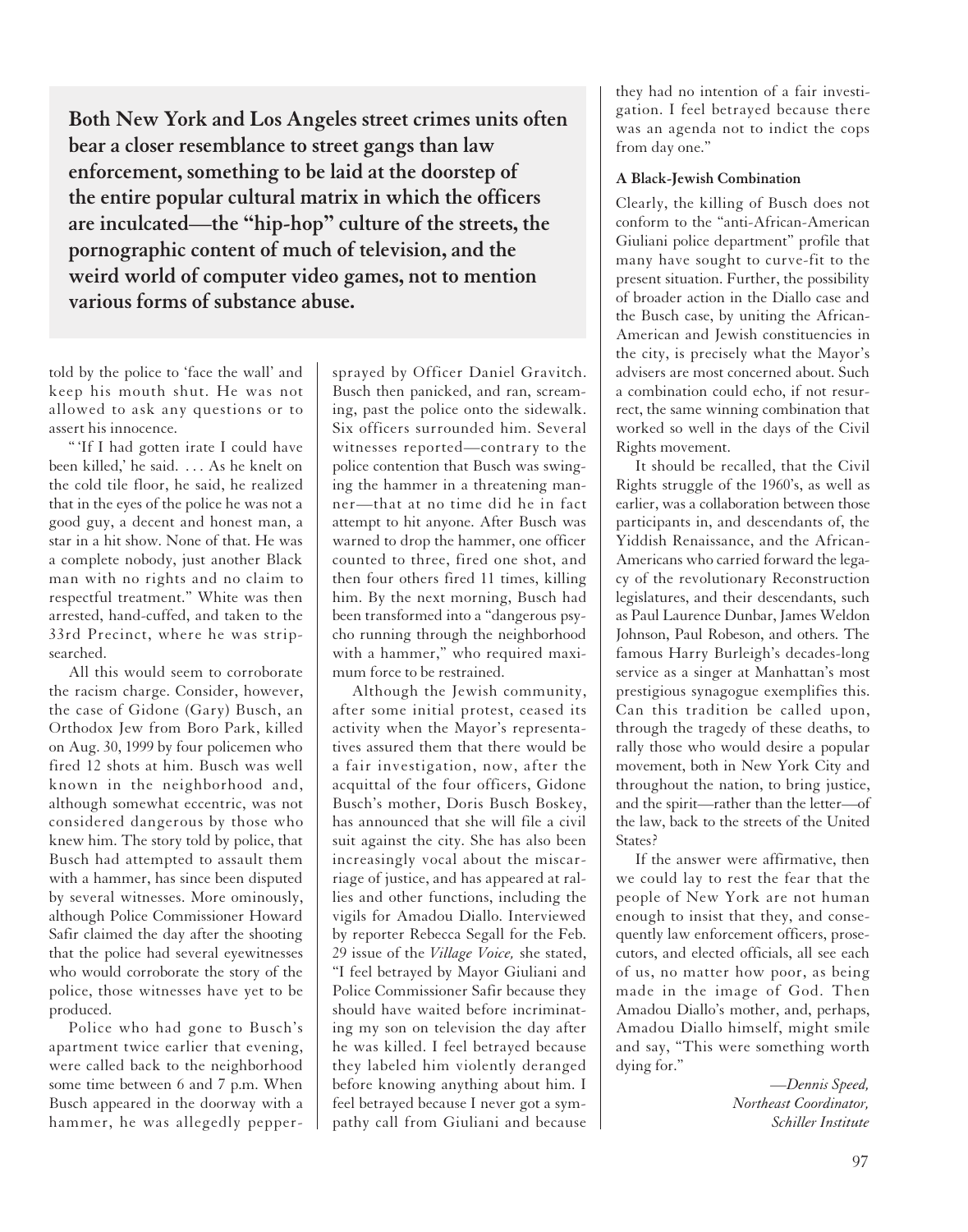**Both New York and Los Angeles street crimes units often bear a closer resemblance to street gangs than law enforcement, something to be laid at the doorstep of the entire popular cultural matrix in which the officers are inculcated—the "hip-hop" culture of the streets, the pornographic content of much of television, and the weird world of computer video games, not to mention various forms of substance abuse.**

told by the police to 'face the wall' and keep his mouth shut. He was not allowed to ask any questions or to assert his innocence.

"'If I had gotten irate I could have been killed,' he said. . . . As he knelt on the cold tile floor, he said, he realized that in the eyes of the police he was not a good guy, a decent and honest man, a star in a hit show. None of that. He was a complete nobody, just another Black man with no rights and no claim to respectful treatment." White was then arrested, hand-cuffed, and taken to the 33rd Precinct, where he was strip-searched.

All this would seem to corroborate the racism charge. Consider, however, the case of Gidone (Gary) Busch, an Orthodox Jew from Boro Park, killed on Aug. 30, 1999 by four policemen who fired 12 shots at him. Busch was well known in the neighborhood and, although somewhat eccentric, was not considered dangerous by those who knew him. The story told by police, that Busch had attempted to assault them with a hammer, has since been disputed by several witnesses. More ominously, although Police Commissioner Howard Safir claimed the day after the shooting that the police had several eyewitnesses who would corroborate the story of the police, those witnesses have yet to be produced.

Police who had gone to Busch's apartment twice earlier that evening, were called back to the neighborhood some time between 6 and 7 p.m. When Busch appeared in the doorway with a hammer, he was allegedly pepper-sprayed by Officer Daniel Gravitch. Busch then panicked, and ran, screaming, past the police onto the sidewalk. Six officers surrounded him. Several witnesses reported—contrary to the police contention that Busch was swinging the hammer in a threatening manner—that at no time did he in fact attempt to hit anyone. After Busch was warned to drop the hammer, one officer counted to three, fired one shot, and then four others fired 11 times, killing him. By the next morning, Busch had been transformed into a "dangerous psycho running through the neighborhood with a hammer," who required maximum force to be restrained.

Although the Jewish community, after some initial protest, ceased its activity when the Mayor's representatives assured them that there would be a fair investigation, now, after the acquittal of the four officers, Gidone Busch's mother, Doris Busch Boskey, has announced that she will file a civil suit against the city. She has also been increasingly vocal about the miscarriage of justice, and has appeared at rallies and other functions, including the vigils for Amadou Diallo. Interviewed by reporter Rebecca Segall for the Feb. 29 issue of the *Village Voice,* she stated, "I feel betrayed by Mayor Giuliani and Police Commissioner Safir because they should have waited before incriminating my son on television the day after he was killed. I feel betrayed because they labeled him violently deranged before knowing anything about him. I feel betrayed because I never got a sympathy call from Giuliani and because they had no intention of a fair investigation. I feel betrayed because there was an agenda not to indict the cops from day one."

#### A Black-Jewish Combination

Clearly, the killing of Busch does not conform to the "anti-African-American Giuliani police department" profile that many have sought to curve-fit to the present situation. Further, the possibility of broader action in the Diallo case and the Busch case, by uniting the African-American and Jewish constituencies in the city, is precisely what the Mayor's advisers are most concerned about. Such a combination could echo, if not resurrect, the same winning combination that worked so well in the days of the Civil Rights movement.

It should be recalled, that the Civil Rights struggle of the 1960's, as well as earlier, was a collaboration between those participants in, and descendants of, the Yiddish Renaissance, and the African-Americans who carried forward the legacy of the revolutionary Reconstruction legislatures, and their descendants, such as Paul Laurence Dunbar, James Weldon Johnson, Paul Robeson, and others. The famous Harry Burleigh's decades-long service as a singer at Manhattan's most prestigious synagogue exemplifies this. Can this tradition be called upon, through the tragedy of these deaths, to rally those who would desire a popular movement, both in New York City and throughout the nation, to bring justice, and the spirit—rather than the letter—of the law, back to the streets of the United States?

If the answer were affirmative, then we could lay to rest the fear that the people of New York are not human enough to insist that they, and consequently law enforcement officers, prosecutors, and elected officials, all see each of us, no matter how poor, as being made in the image of God. Then Amadou Diallo's mother, and, perhaps, Amadou Diallo himself, might smile and say, "This were something worth dying for."

*—Dennis Speed,*
*Northeast Coordinator,*
*Schiller Institute*